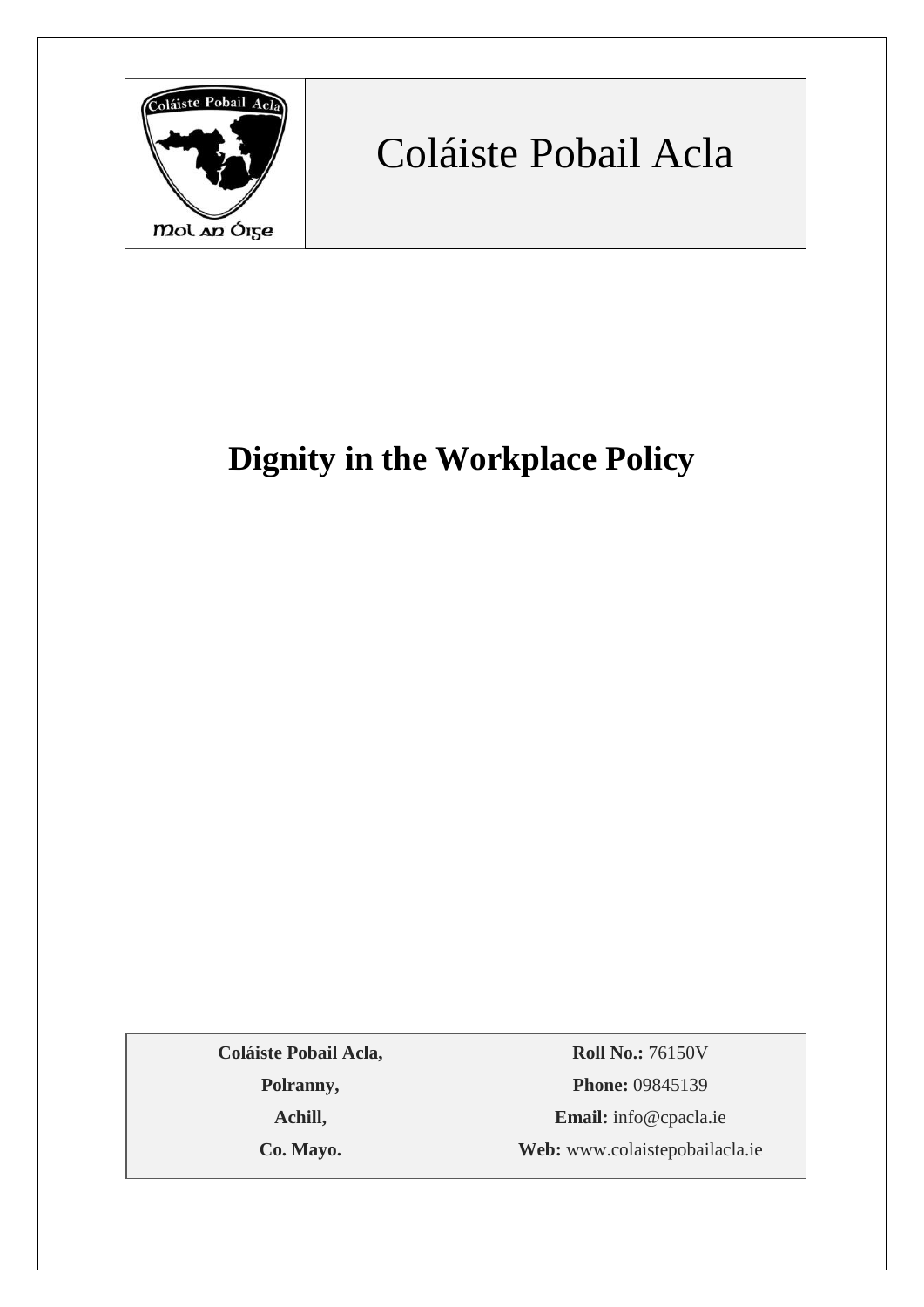Coláiste Pobail Acla

# Dignity in the Workplace Policy

| **Coláiste Pobail Acla,** | **Roll No.:** 76150V |
|---|---|
| **Polranny,** | **Phone:** 09845139 |
| **Achill,** | **Email:** info@cpacla.ie |
| **Co. Mayo.** | **Web:** www.colaistepobailacla.ie |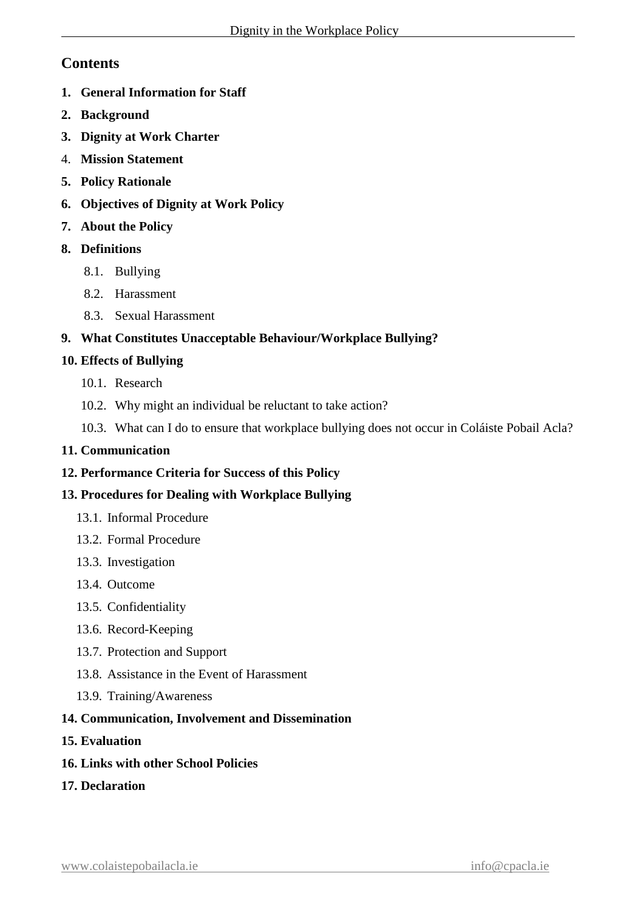## Contents

1. **General Information for Staff**
2. **Background**
3. **Dignity at Work Charter**
4. **Mission Statement**
5. **Policy Rationale**
6. **Objectives of Dignity at Work Policy**
7. **About the Policy**
8. **Definitions**
   - 8.1. Bullying
   - 8.2. Harassment
   - 8.3. Sexual Harassment
9. **What Constitutes Unacceptable Behaviour/Workplace Bullying?**
10. **Effects of Bullying**
    - 10.1. Research
    - 10.2. Why might an individual be reluctant to take action?
    - 10.3. What can I do to ensure that workplace bullying does not occur in Coláiste Pobail Acla?
11. **Communication**
12. **Performance Criteria for Success of this Policy**
13. **Procedures for Dealing with Workplace Bullying**
    - 13.1. Informal Procedure
    - 13.2. Formal Procedure
    - 13.3. Investigation
    - 13.4. Outcome
    - 13.5. Confidentiality
    - 13.6. Record-Keeping
    - 13.7. Protection and Support
    - 13.8. Assistance in the Event of Harassment
    - 13.9. Training/Awareness
14. **Communication, Involvement and Dissemination**
15. **Evaluation**
16. **Links with other School Policies**
17. **Declaration**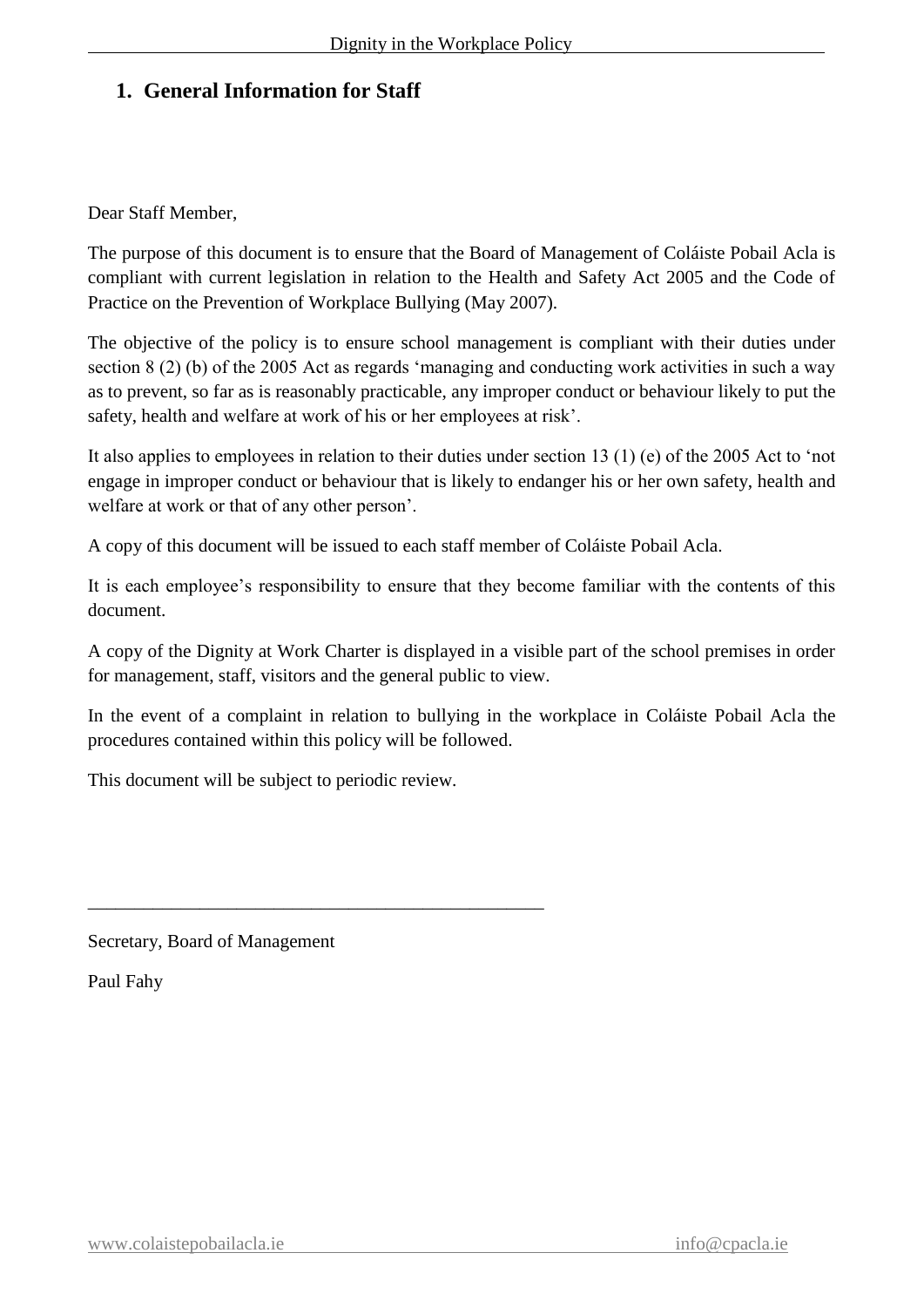## 1. General Information for Staff

Dear Staff Member,

The purpose of this document is to ensure that the Board of Management of Coláiste Pobail Acla is compliant with current legislation in relation to the Health and Safety Act 2005 and the Code of Practice on the Prevention of Workplace Bullying (May 2007).

The objective of the policy is to ensure school management is compliant with their duties under section 8 (2) (b) of the 2005 Act as regards 'managing and conducting work activities in such a way as to prevent, so far as is reasonably practicable, any improper conduct or behaviour likely to put the safety, health and welfare at work of his or her employees at risk'.

It also applies to employees in relation to their duties under section 13 (1) (e) of the 2005 Act to 'not engage in improper conduct or behaviour that is likely to endanger his or her own safety, health and welfare at work or that of any other person'.

A copy of this document will be issued to each staff member of Coláiste Pobail Acla.

It is each employee's responsibility to ensure that they become familiar with the contents of this document.

A copy of the Dignity at Work Charter is displayed in a visible part of the school premises in order for management, staff, visitors and the general public to view.

In the event of a complaint in relation to bullying in the workplace in Coláiste Pobail Acla the procedures contained within this policy will be followed.

This document will be subject to periodic review.

\_\_\_\_\_\_\_\_\_\_\_\_\_\_\_\_\_\_\_\_\_\_\_\_\_\_\_\_\_\_\_\_\_\_\_\_\_\_\_\_\_\_\_\_\_\_\_\_

Secretary, Board of Management

Paul Fahy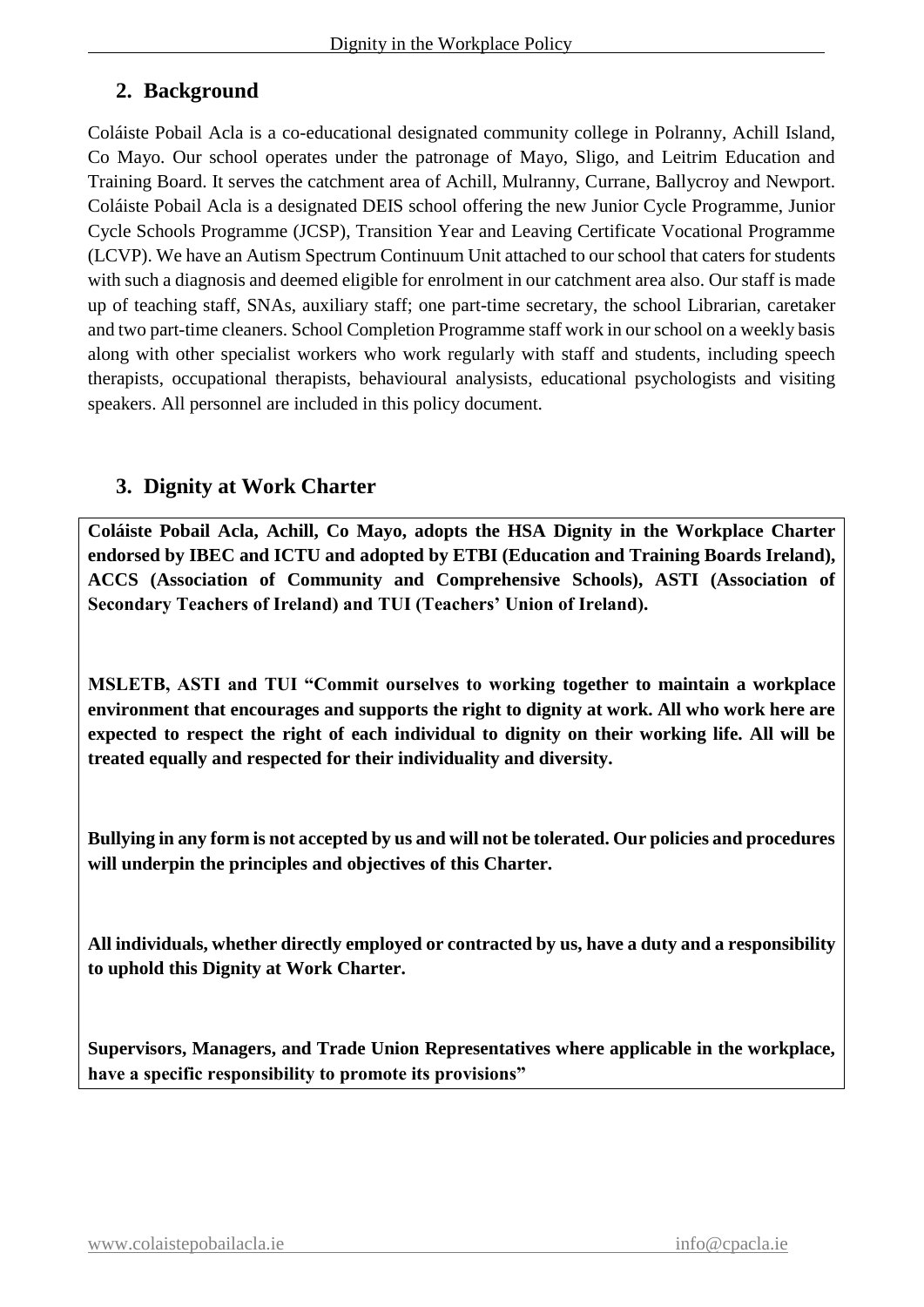## 2. Background

Coláiste Pobail Acla is a co-educational designated community college in Polranny, Achill Island, Co Mayo. Our school operates under the patronage of Mayo, Sligo, and Leitrim Education and Training Board. It serves the catchment area of Achill, Mulranny, Currane, Ballycroy and Newport. Coláiste Pobail Acla is a designated DEIS school offering the new Junior Cycle Programme, Junior Cycle Schools Programme (JCSP), Transition Year and Leaving Certificate Vocational Programme (LCVP). We have an Autism Spectrum Continuum Unit attached to our school that caters for students with such a diagnosis and deemed eligible for enrolment in our catchment area also. Our staff is made up of teaching staff, SNAs, auxiliary staff; one part-time secretary, the school Librarian, caretaker and two part-time cleaners. School Completion Programme staff work in our school on a weekly basis along with other specialist workers who work regularly with staff and students, including speech therapists, occupational therapists, behavioural analysists, educational psychologists and visiting speakers. All personnel are included in this policy document.

## 3. Dignity at Work Charter

**Coláiste Pobail Acla, Achill, Co Mayo, adopts the HSA Dignity in the Workplace Charter endorsed by IBEC and ICTU and adopted by ETBI (Education and Training Boards Ireland), ACCS (Association of Community and Comprehensive Schools), ASTI (Association of Secondary Teachers of Ireland) and TUI (Teachers' Union of Ireland).**

**MSLETB, ASTI and TUI "Commit ourselves to working together to maintain a workplace environment that encourages and supports the right to dignity at work. All who work here are expected to respect the right of each individual to dignity on their working life. All will be treated equally and respected for their individuality and diversity.**

**Bullying in any form is not accepted by us and will not be tolerated. Our policies and procedures will underpin the principles and objectives of this Charter.**

**All individuals, whether directly employed or contracted by us, have a duty and a responsibility to uphold this Dignity at Work Charter.**

**Supervisors, Managers, and Trade Union Representatives where applicable in the workplace, have a specific responsibility to promote its provisions"**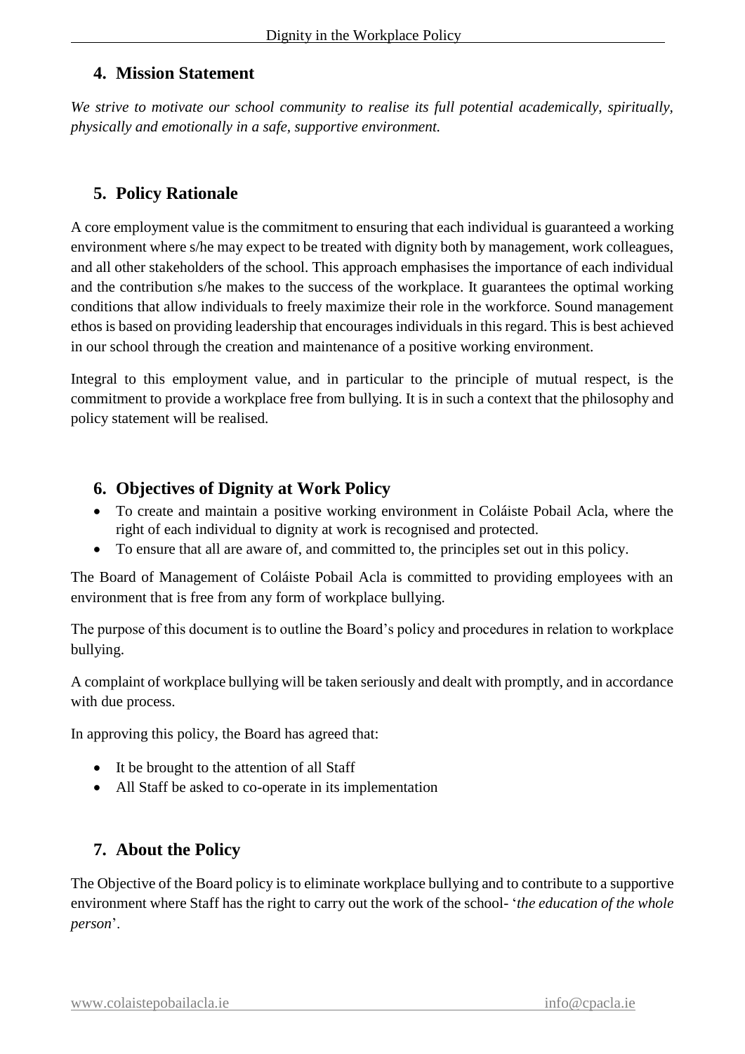## 4. Mission Statement

*We strive to motivate our school community to realise its full potential academically, spiritually, physically and emotionally in a safe, supportive environment.*

## 5. Policy Rationale

A core employment value is the commitment to ensuring that each individual is guaranteed a working environment where s/he may expect to be treated with dignity both by management, work colleagues, and all other stakeholders of the school. This approach emphasises the importance of each individual and the contribution s/he makes to the success of the workplace. It guarantees the optimal working conditions that allow individuals to freely maximize their role in the workforce. Sound management ethos is based on providing leadership that encourages individuals in this regard. This is best achieved in our school through the creation and maintenance of a positive working environment.

Integral to this employment value, and in particular to the principle of mutual respect, is the commitment to provide a workplace free from bullying. It is in such a context that the philosophy and policy statement will be realised.

## 6. Objectives of Dignity at Work Policy

- To create and maintain a positive working environment in Coláiste Pobail Acla, where the right of each individual to dignity at work is recognised and protected.
- To ensure that all are aware of, and committed to, the principles set out in this policy.

The Board of Management of Coláiste Pobail Acla is committed to providing employees with an environment that is free from any form of workplace bullying.

The purpose of this document is to outline the Board's policy and procedures in relation to workplace bullying.

A complaint of workplace bullying will be taken seriously and dealt with promptly, and in accordance with due process.

In approving this policy, the Board has agreed that:

- It be brought to the attention of all Staff
- All Staff be asked to co-operate in its implementation

## 7. About the Policy

The Objective of the Board policy is to eliminate workplace bullying and to contribute to a supportive environment where Staff has the right to carry out the work of the school- '*the education of the whole person*'.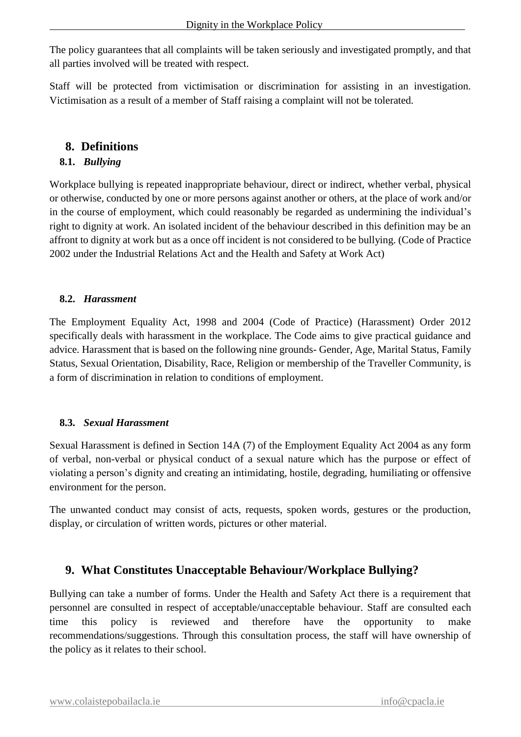The policy guarantees that all complaints will be taken seriously and investigated promptly, and that all parties involved will be treated with respect.

Staff will be protected from victimisation or discrimination for assisting in an investigation. Victimisation as a result of a member of Staff raising a complaint will not be tolerated.

## 8. Definitions

### 8.1. *Bullying*

Workplace bullying is repeated inappropriate behaviour, direct or indirect, whether verbal, physical or otherwise, conducted by one or more persons against another or others, at the place of work and/or in the course of employment, which could reasonably be regarded as undermining the individual's right to dignity at work. An isolated incident of the behaviour described in this definition may be an affront to dignity at work but as a once off incident is not considered to be bullying. (Code of Practice 2002 under the Industrial Relations Act and the Health and Safety at Work Act)

### 8.2. *Harassment*

The Employment Equality Act, 1998 and 2004 (Code of Practice) (Harassment) Order 2012 specifically deals with harassment in the workplace. The Code aims to give practical guidance and advice. Harassment that is based on the following nine grounds- Gender, Age, Marital Status, Family Status, Sexual Orientation, Disability, Race, Religion or membership of the Traveller Community, is a form of discrimination in relation to conditions of employment.

### 8.3. *Sexual Harassment*

Sexual Harassment is defined in Section 14A (7) of the Employment Equality Act 2004 as any form of verbal, non-verbal or physical conduct of a sexual nature which has the purpose or effect of violating a person's dignity and creating an intimidating, hostile, degrading, humiliating or offensive environment for the person.

The unwanted conduct may consist of acts, requests, spoken words, gestures or the production, display, or circulation of written words, pictures or other material.

## 9. What Constitutes Unacceptable Behaviour/Workplace Bullying?

Bullying can take a number of forms. Under the Health and Safety Act there is a requirement that personnel are consulted in respect of acceptable/unacceptable behaviour. Staff are consulted each time this policy is reviewed and therefore have the opportunity to make recommendations/suggestions. Through this consultation process, the staff will have ownership of the policy as it relates to their school.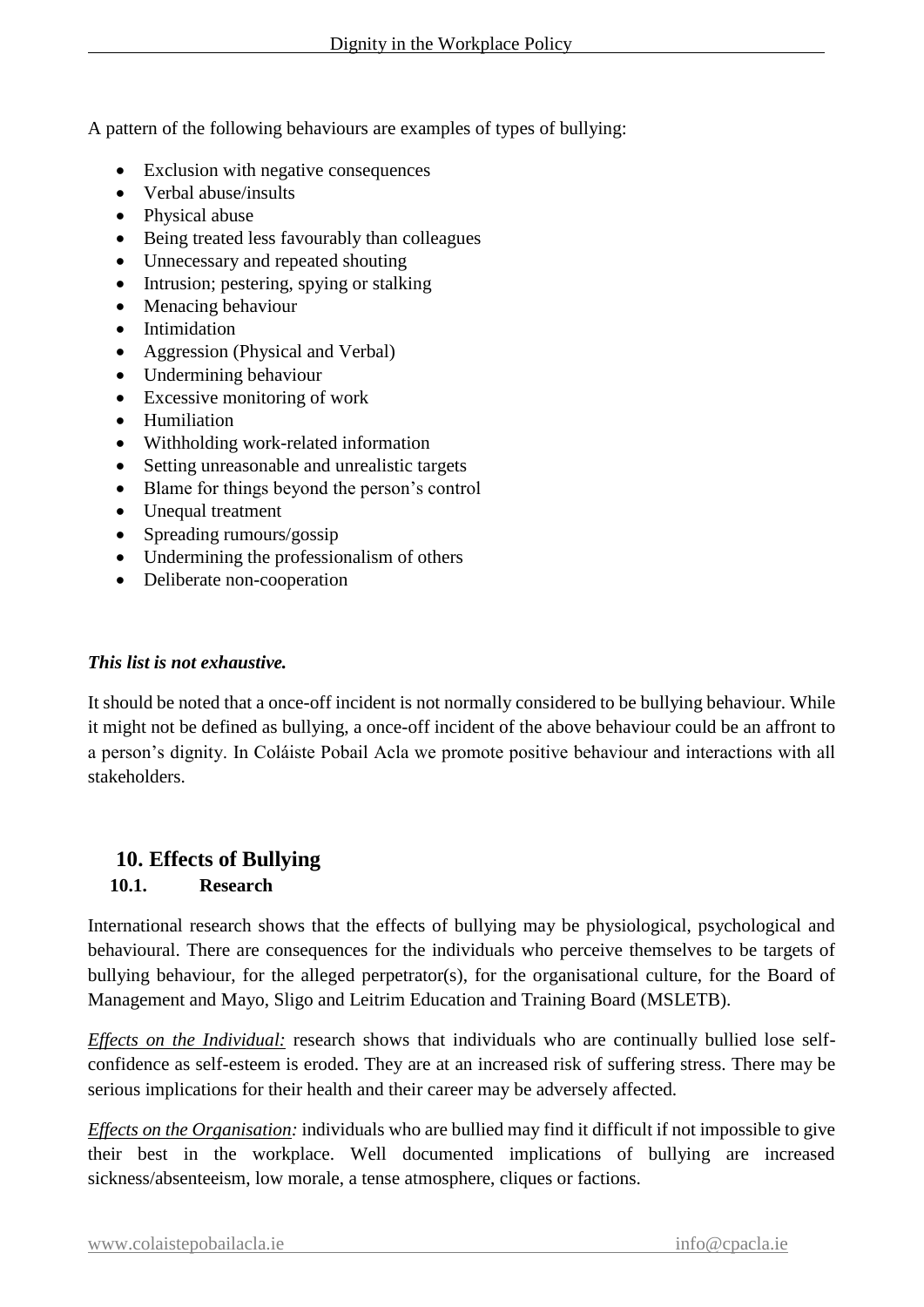A pattern of the following behaviours are examples of types of bullying:

- Exclusion with negative consequences
- Verbal abuse/insults
- Physical abuse
- Being treated less favourably than colleagues
- Unnecessary and repeated shouting
- Intrusion; pestering, spying or stalking
- Menacing behaviour
- Intimidation
- Aggression (Physical and Verbal)
- Undermining behaviour
- Excessive monitoring of work
- Humiliation
- Withholding work-related information
- Setting unreasonable and unrealistic targets
- Blame for things beyond the person's control
- Unequal treatment
- Spreading rumours/gossip
- Undermining the professionalism of others
- Deliberate non-cooperation

***This list is not exhaustive.***

It should be noted that a once-off incident is not normally considered to be bullying behaviour. While it might not be defined as bullying, a once-off incident of the above behaviour could be an affront to a person's dignity. In Coláiste Pobail Acla we promote positive behaviour and interactions with all stakeholders.

## 10. Effects of Bullying

### 10.1. Research

International research shows that the effects of bullying may be physiological, psychological and behavioural. There are consequences for the individuals who perceive themselves to be targets of bullying behaviour, for the alleged perpetrator(s), for the organisational culture, for the Board of Management and Mayo, Sligo and Leitrim Education and Training Board (MSLETB).

*Effects on the Individual:* research shows that individuals who are continually bullied lose self-confidence as self-esteem is eroded. They are at an increased risk of suffering stress. There may be serious implications for their health and their career may be adversely affected.

*Effects on the Organisation:* individuals who are bullied may find it difficult if not impossible to give their best in the workplace. Well documented implications of bullying are increased sickness/absenteeism, low morale, a tense atmosphere, cliques or factions.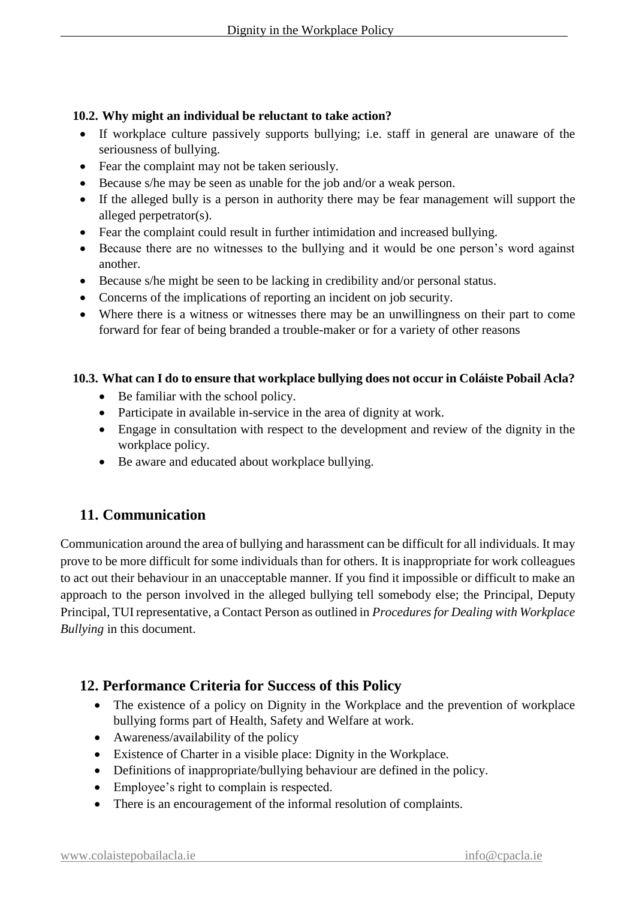### 10.2. Why might an individual be reluctant to take action?

- If workplace culture passively supports bullying; i.e. staff in general are unaware of the seriousness of bullying.
- Fear the complaint may not be taken seriously.
- Because s/he may be seen as unable for the job and/or a weak person.
- If the alleged bully is a person in authority there may be fear management will support the alleged perpetrator(s).
- Fear the complaint could result in further intimidation and increased bullying.
- Because there are no witnesses to the bullying and it would be one person's word against another.
- Because s/he might be seen to be lacking in credibility and/or personal status.
- Concerns of the implications of reporting an incident on job security.
- Where there is a witness or witnesses there may be an unwillingness on their part to come forward for fear of being branded a trouble-maker or for a variety of other reasons

### 10.3. What can I do to ensure that workplace bullying does not occur in Coláiste Pobail Acla?

- Be familiar with the school policy.
- Participate in available in-service in the area of dignity at work.
- Engage in consultation with respect to the development and review of the dignity in the workplace policy.
- Be aware and educated about workplace bullying.

## 11. Communication

Communication around the area of bullying and harassment can be difficult for all individuals. It may prove to be more difficult for some individuals than for others. It is inappropriate for work colleagues to act out their behaviour in an unacceptable manner. If you find it impossible or difficult to make an approach to the person involved in the alleged bullying tell somebody else; the Principal, Deputy Principal, TUI representative, a Contact Person as outlined in *Procedures for Dealing with Workplace Bullying* in this document.

## 12. Performance Criteria for Success of this Policy

- The existence of a policy on Dignity in the Workplace and the prevention of workplace bullying forms part of Health, Safety and Welfare at work.
- Awareness/availability of the policy
- Existence of Charter in a visible place: Dignity in the Workplace.
- Definitions of inappropriate/bullying behaviour are defined in the policy.
- Employee's right to complain is respected.
- There is an encouragement of the informal resolution of complaints.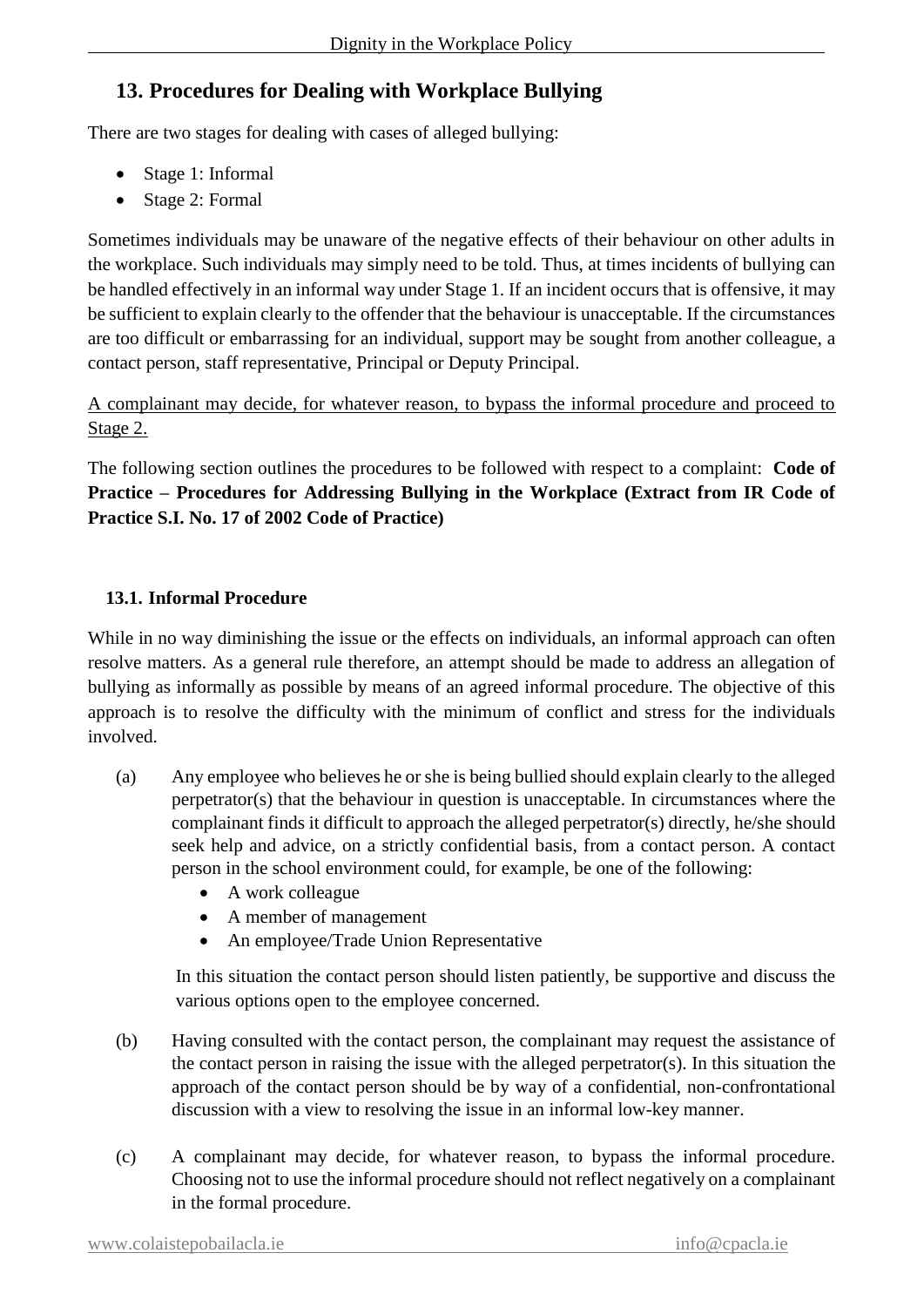## 13. Procedures for Dealing with Workplace Bullying

There are two stages for dealing with cases of alleged bullying:

- Stage 1: Informal
- Stage 2: Formal

Sometimes individuals may be unaware of the negative effects of their behaviour on other adults in the workplace. Such individuals may simply need to be told. Thus, at times incidents of bullying can be handled effectively in an informal way under Stage 1. If an incident occurs that is offensive, it may be sufficient to explain clearly to the offender that the behaviour is unacceptable. If the circumstances are too difficult or embarrassing for an individual, support may be sought from another colleague, a contact person, staff representative, Principal or Deputy Principal.

<u>A complainant may decide, for whatever reason, to bypass the informal procedure and proceed to Stage 2.</u>

The following section outlines the procedures to be followed with respect to a complaint: **Code of Practice – Procedures for Addressing Bullying in the Workplace (Extract from IR Code of Practice S.I. No. 17 of 2002 Code of Practice)**

### 13.1. Informal Procedure

While in no way diminishing the issue or the effects on individuals, an informal approach can often resolve matters. As a general rule therefore, an attempt should be made to address an allegation of bullying as informally as possible by means of an agreed informal procedure. The objective of this approach is to resolve the difficulty with the minimum of conflict and stress for the individuals involved.

(a) Any employee who believes he or she is being bullied should explain clearly to the alleged perpetrator(s) that the behaviour in question is unacceptable. In circumstances where the complainant finds it difficult to approach the alleged perpetrator(s) directly, he/she should seek help and advice, on a strictly confidential basis, from a contact person. A contact person in the school environment could, for example, be one of the following:

- A work colleague
- A member of management
- An employee/Trade Union Representative

In this situation the contact person should listen patiently, be supportive and discuss the various options open to the employee concerned.

(b) Having consulted with the contact person, the complainant may request the assistance of the contact person in raising the issue with the alleged perpetrator(s). In this situation the approach of the contact person should be by way of a confidential, non-confrontational discussion with a view to resolving the issue in an informal low-key manner.

(c) A complainant may decide, for whatever reason, to bypass the informal procedure. Choosing not to use the informal procedure should not reflect negatively on a complainant in the formal procedure.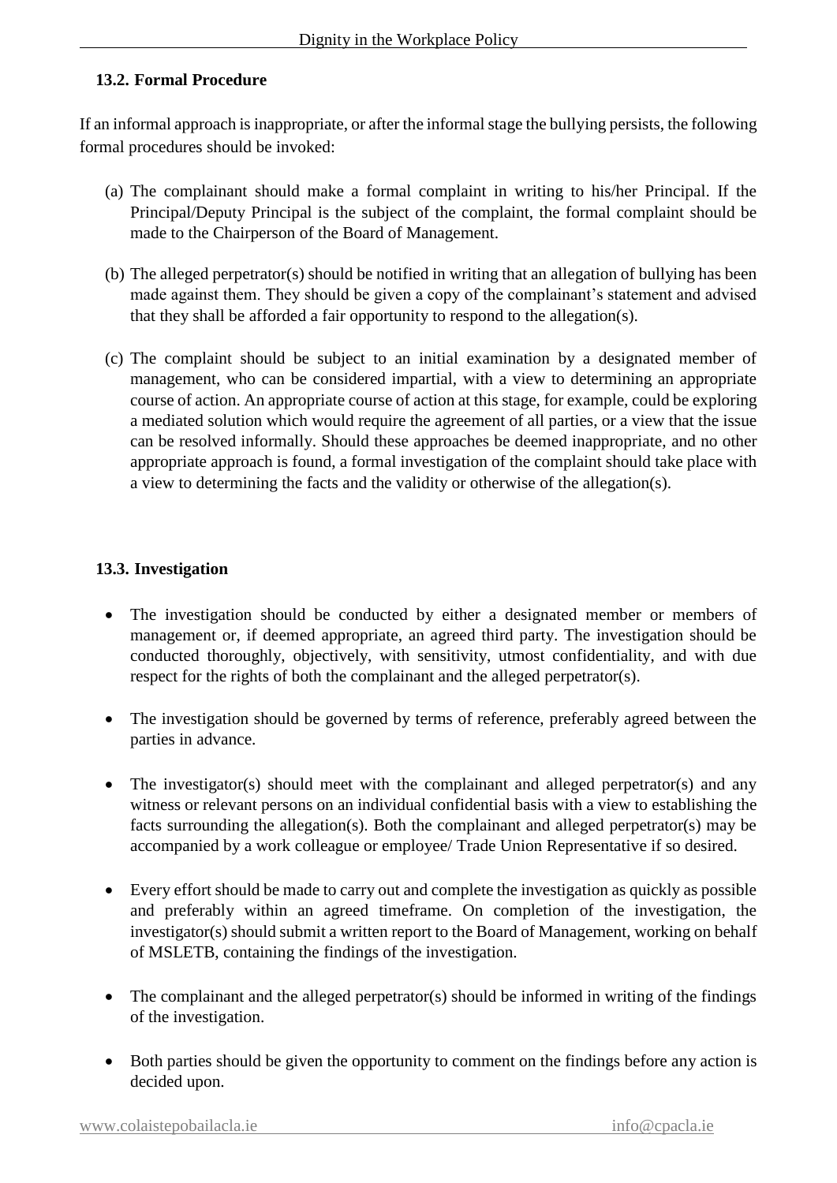### 13.2. Formal Procedure

If an informal approach is inappropriate, or after the informal stage the bullying persists, the following formal procedures should be invoked:

(a) The complainant should make a formal complaint in writing to his/her Principal. If the Principal/Deputy Principal is the subject of the complaint, the formal complaint should be made to the Chairperson of the Board of Management.

(b) The alleged perpetrator(s) should be notified in writing that an allegation of bullying has been made against them. They should be given a copy of the complainant's statement and advised that they shall be afforded a fair opportunity to respond to the allegation(s).

(c) The complaint should be subject to an initial examination by a designated member of management, who can be considered impartial, with a view to determining an appropriate course of action. An appropriate course of action at this stage, for example, could be exploring a mediated solution which would require the agreement of all parties, or a view that the issue can be resolved informally. Should these approaches be deemed inappropriate, and no other appropriate approach is found, a formal investigation of the complaint should take place with a view to determining the facts and the validity or otherwise of the allegation(s).

### 13.3. Investigation

- The investigation should be conducted by either a designated member or members of management or, if deemed appropriate, an agreed third party. The investigation should be conducted thoroughly, objectively, with sensitivity, utmost confidentiality, and with due respect for the rights of both the complainant and the alleged perpetrator(s).
- The investigation should be governed by terms of reference, preferably agreed between the parties in advance.
- The investigator(s) should meet with the complainant and alleged perpetrator(s) and any witness or relevant persons on an individual confidential basis with a view to establishing the facts surrounding the allegation(s). Both the complainant and alleged perpetrator(s) may be accompanied by a work colleague or employee/ Trade Union Representative if so desired.
- Every effort should be made to carry out and complete the investigation as quickly as possible and preferably within an agreed timeframe. On completion of the investigation, the investigator(s) should submit a written report to the Board of Management, working on behalf of MSLETB, containing the findings of the investigation.
- The complainant and the alleged perpetrator(s) should be informed in writing of the findings of the investigation.
- Both parties should be given the opportunity to comment on the findings before any action is decided upon.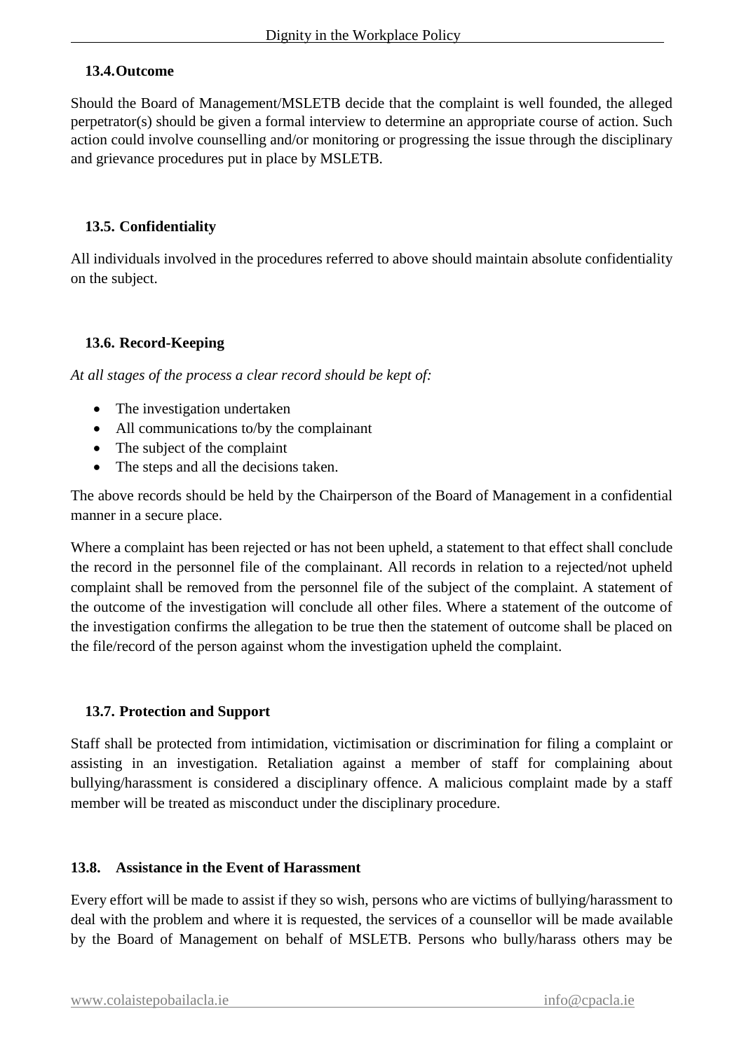### 13.4. Outcome

Should the Board of Management/MSLETB decide that the complaint is well founded, the alleged perpetrator(s) should be given a formal interview to determine an appropriate course of action. Such action could involve counselling and/or monitoring or progressing the issue through the disciplinary and grievance procedures put in place by MSLETB.

### 13.5. Confidentiality

All individuals involved in the procedures referred to above should maintain absolute confidentiality on the subject.

### 13.6. Record-Keeping

*At all stages of the process a clear record should be kept of:*

- The investigation undertaken
- All communications to/by the complainant
- The subject of the complaint
- The steps and all the decisions taken.

The above records should be held by the Chairperson of the Board of Management in a confidential manner in a secure place.

Where a complaint has been rejected or has not been upheld, a statement to that effect shall conclude the record in the personnel file of the complainant. All records in relation to a rejected/not upheld complaint shall be removed from the personnel file of the subject of the complaint. A statement of the outcome of the investigation will conclude all other files. Where a statement of the outcome of the investigation confirms the allegation to be true then the statement of outcome shall be placed on the file/record of the person against whom the investigation upheld the complaint.

### 13.7. Protection and Support

Staff shall be protected from intimidation, victimisation or discrimination for filing a complaint or assisting in an investigation. Retaliation against a member of staff for complaining about bullying/harassment is considered a disciplinary offence. A malicious complaint made by a staff member will be treated as misconduct under the disciplinary procedure.

### 13.8. Assistance in the Event of Harassment

Every effort will be made to assist if they so wish, persons who are victims of bullying/harassment to deal with the problem and where it is requested, the services of a counsellor will be made available by the Board of Management on behalf of MSLETB. Persons who bully/harass others may be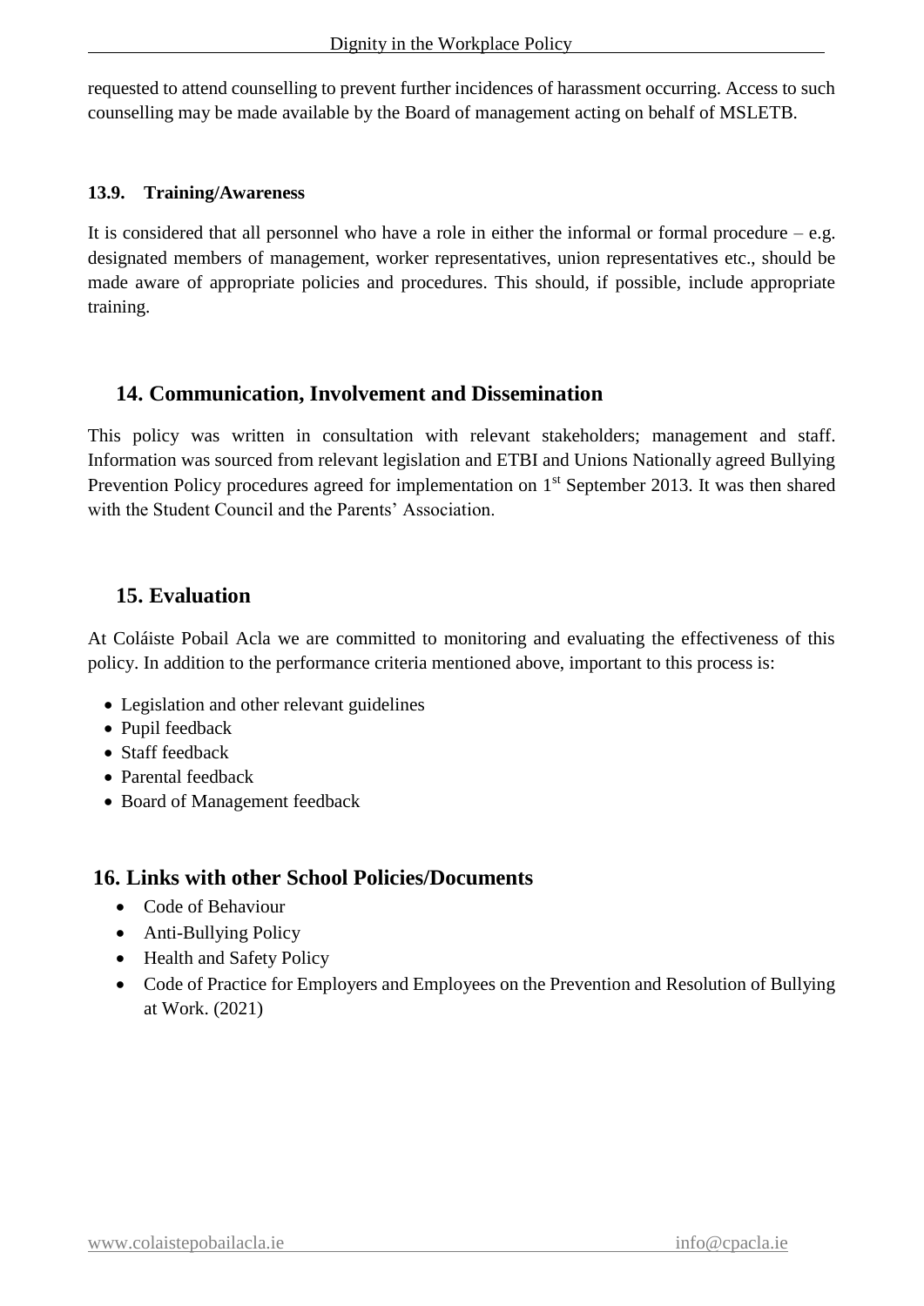requested to attend counselling to prevent further incidences of harassment occurring. Access to such counselling may be made available by the Board of management acting on behalf of MSLETB.

### 13.9. Training/Awareness

It is considered that all personnel who have a role in either the informal or formal procedure – e.g. designated members of management, worker representatives, union representatives etc., should be made aware of appropriate policies and procedures. This should, if possible, include appropriate training.

## 14. Communication, Involvement and Dissemination

This policy was written in consultation with relevant stakeholders; management and staff. Information was sourced from relevant legislation and ETBI and Unions Nationally agreed Bullying Prevention Policy procedures agreed for implementation on 1st September 2013. It was then shared with the Student Council and the Parents' Association.

## 15. Evaluation

At Coláiste Pobail Acla we are committed to monitoring and evaluating the effectiveness of this policy. In addition to the performance criteria mentioned above, important to this process is:

- Legislation and other relevant guidelines
- Pupil feedback
- Staff feedback
- Parental feedback
- Board of Management feedback

## 16. Links with other School Policies/Documents

- Code of Behaviour
- Anti-Bullying Policy
- Health and Safety Policy
- Code of Practice for Employers and Employees on the Prevention and Resolution of Bullying at Work. (2021)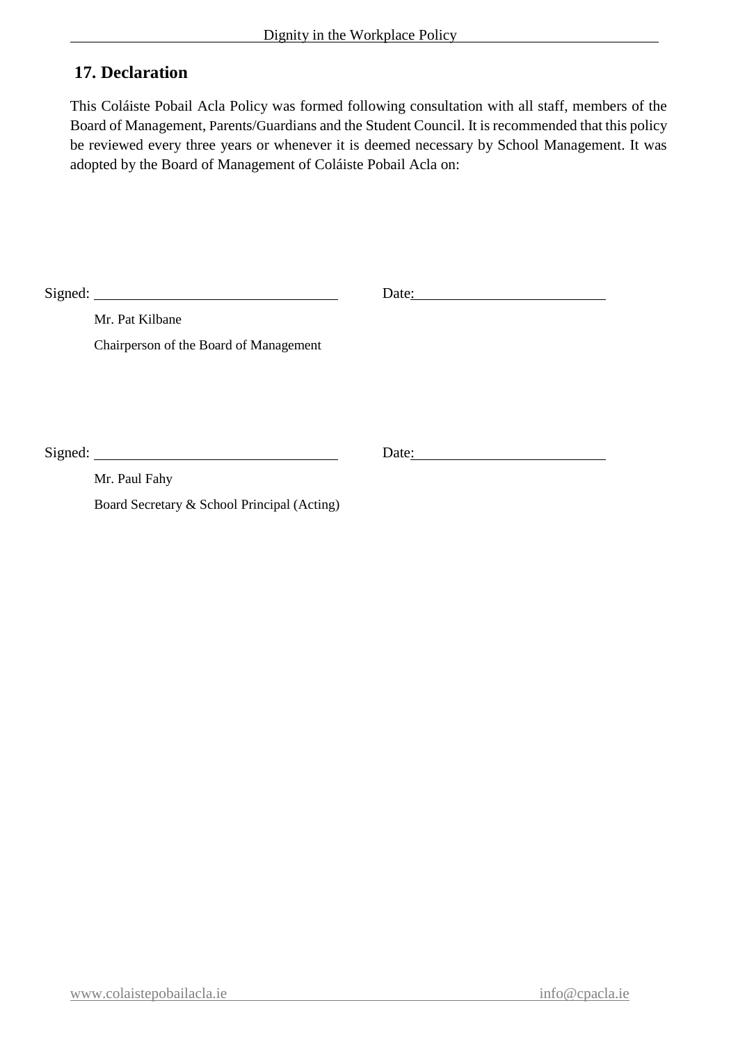## 17. Declaration

This Coláiste Pobail Acla Policy was formed following consultation with all staff, members of the Board of Management, Parents/Guardians and the Student Council. It is recommended that this policy be reviewed every three years or whenever it is deemed necessary by School Management. It was adopted by the Board of Management of Coláiste Pobail Acla on:

Signed: ______________________________ Date: ________________________

Mr. Pat Kilbane

Chairperson of the Board of Management

Signed: ______________________________ Date: ________________________

Mr. Paul Fahy

Board Secretary & School Principal (Acting)